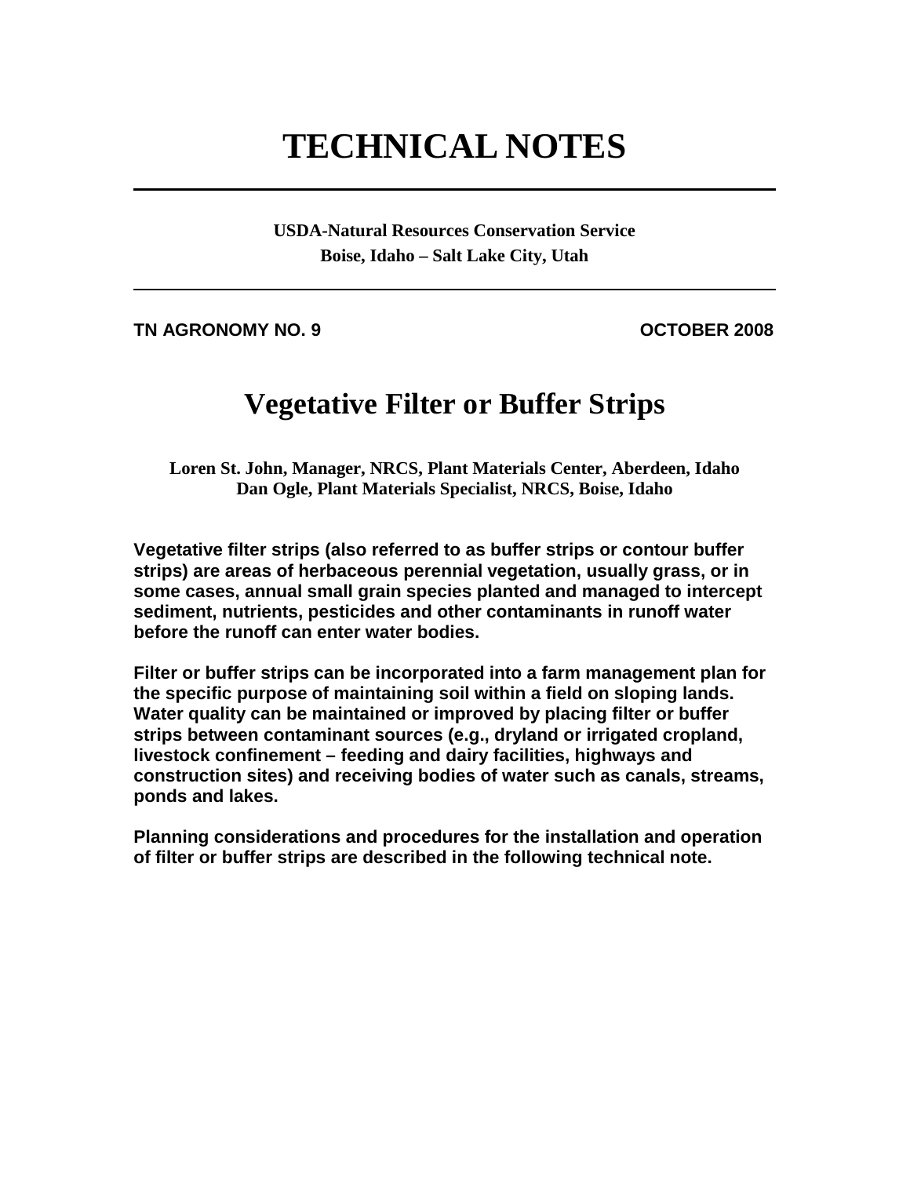# TECHNICAL NOTES

**USDA-Natural Resources Conservation Service**
**Boise, Idaho – Salt Lake City, Utah**

**TN AGRONOMY NO. 9** **OCTOBER 2008**

## Vegetative Filter or Buffer Strips

**Loren St. John, Manager, NRCS, Plant Materials Center, Aberdeen, Idaho**
**Dan Ogle, Plant Materials Specialist, NRCS, Boise, Idaho**

**Vegetative filter strips (also referred to as buffer strips or contour buffer strips) are areas of herbaceous perennial vegetation, usually grass, or in some cases, annual small grain species planted and managed to intercept sediment, nutrients, pesticides and other contaminants in runoff water before the runoff can enter water bodies.**

**Filter or buffer strips can be incorporated into a farm management plan for the specific purpose of maintaining soil within a field on sloping lands. Water quality can be maintained or improved by placing filter or buffer strips between contaminant sources (e.g., dryland or irrigated cropland, livestock confinement – feeding and dairy facilities, highways and construction sites) and receiving bodies of water such as canals, streams, ponds and lakes.**

**Planning considerations and procedures for the installation and operation of filter or buffer strips are described in the following technical note.**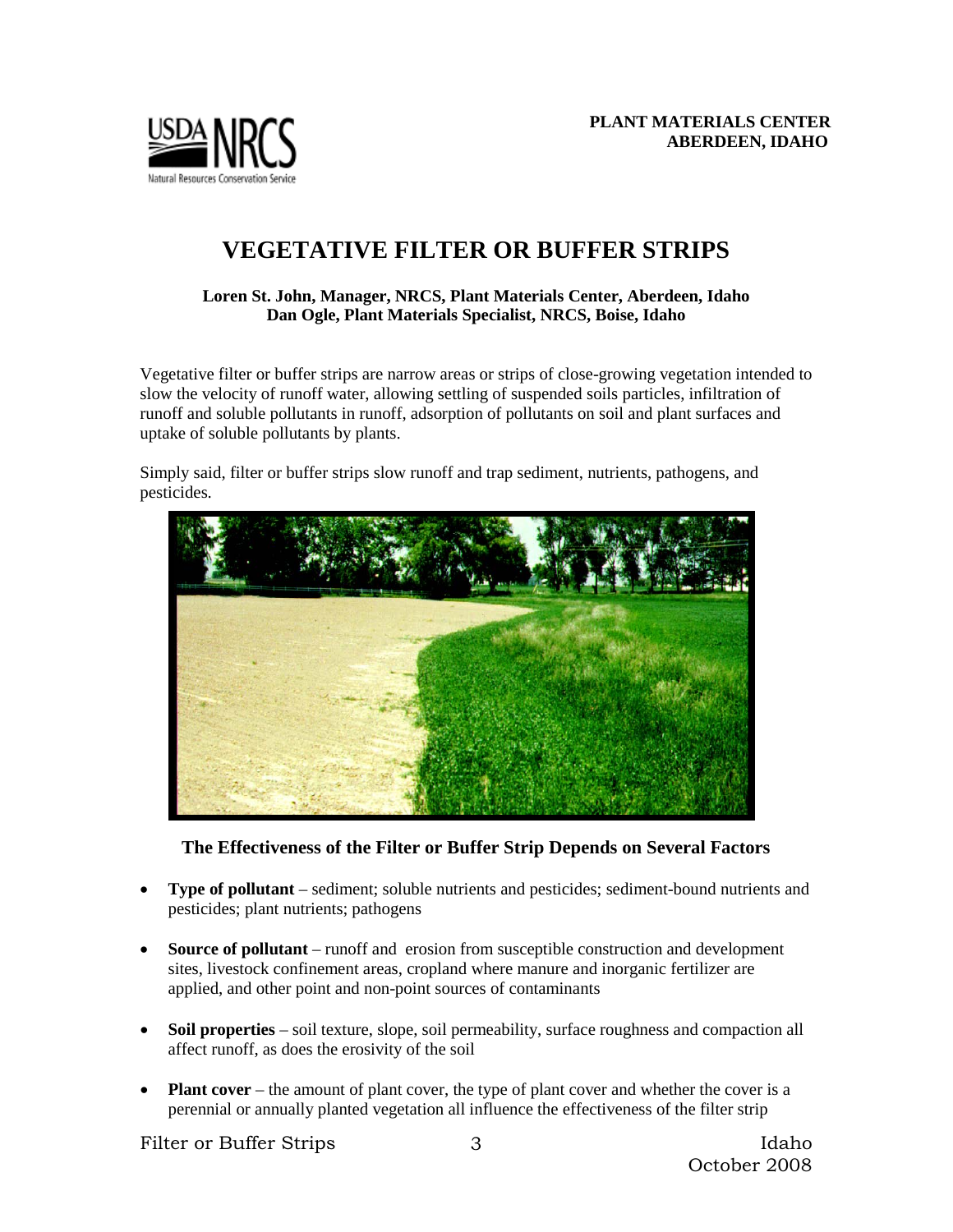PLANT MATERIALS CENTER
ABERDEEN, IDAHO

# VEGETATIVE FILTER OR BUFFER STRIPS

**Loren St. John, Manager, NRCS, Plant Materials Center, Aberdeen, Idaho**
**Dan Ogle, Plant Materials Specialist, NRCS, Boise, Idaho**

Vegetative filter or buffer strips are narrow areas or strips of close-growing vegetation intended to slow the velocity of runoff water, allowing settling of suspended soils particles, infiltration of runoff and soluble pollutants in runoff, adsorption of pollutants on soil and plant surfaces and uptake of soluble pollutants by plants.

Simply said, filter or buffer strips slow runoff and trap sediment, nutrients, pathogens, and pesticides.

### The Effectiveness of the Filter or Buffer Strip Depends on Several Factors

- **Type of pollutant** – sediment; soluble nutrients and pesticides; sediment-bound nutrients and pesticides; plant nutrients; pathogens
- **Source of pollutant** – runoff and erosion from susceptible construction and development sites, livestock confinement areas, cropland where manure and inorganic fertilizer are applied, and other point and non-point sources of contaminants
- **Soil properties** – soil texture, slope, soil permeability, surface roughness and compaction all affect runoff, as does the erosivity of the soil
- **Plant cover** – the amount of plant cover, the type of plant cover and whether the cover is a perennial or annually planted vegetation all influence the effectiveness of the filter strip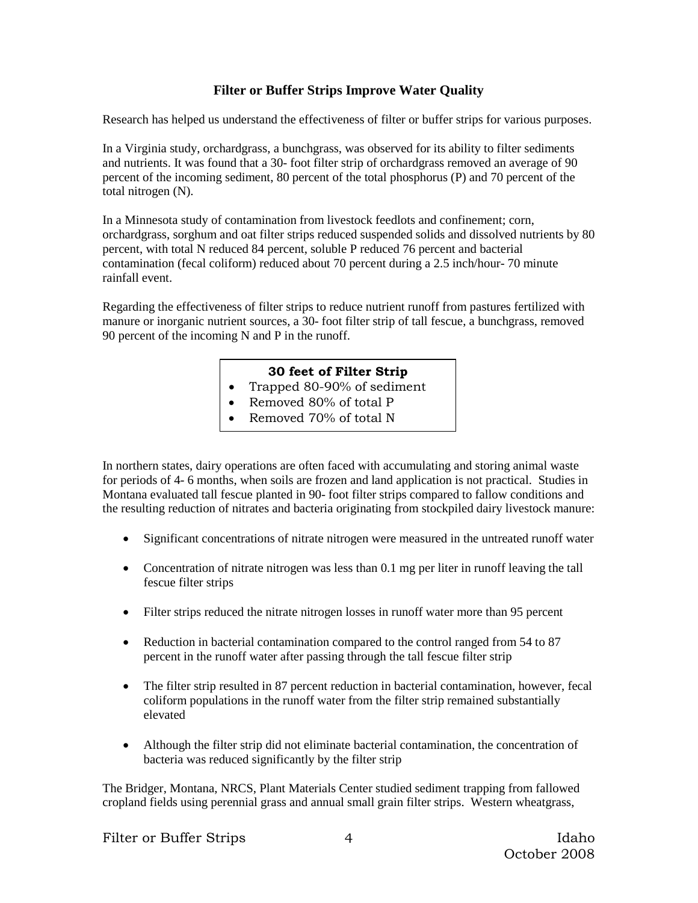### Filter or Buffer Strips Improve Water Quality

Research has helped us understand the effectiveness of filter or buffer strips for various purposes.

In a Virginia study, orchardgrass, a bunchgrass, was observed for its ability to filter sediments and nutrients. It was found that a 30- foot filter strip of orchardgrass removed an average of 90 percent of the incoming sediment, 80 percent of the total phosphorus (P) and 70 percent of the total nitrogen (N).

In a Minnesota study of contamination from livestock feedlots and confinement; corn, orchardgrass, sorghum and oat filter strips reduced suspended solids and dissolved nutrients by 80 percent, with total N reduced 84 percent, soluble P reduced 76 percent and bacterial contamination (fecal coliform) reduced about 70 percent during a 2.5 inch/hour- 70 minute rainfall event.

Regarding the effectiveness of filter strips to reduce nutrient runoff from pastures fertilized with manure or inorganic nutrient sources, a 30- foot filter strip of tall fescue, a bunchgrass, removed 90 percent of the incoming N and P in the runoff.

**30 feet of Filter Strip**

- Trapped 80-90% of sediment
- Removed 80% of total P
- Removed 70% of total N

In northern states, dairy operations are often faced with accumulating and storing animal waste for periods of 4- 6 months, when soils are frozen and land application is not practical. Studies in Montana evaluated tall fescue planted in 90- foot filter strips compared to fallow conditions and the resulting reduction of nitrates and bacteria originating from stockpiled dairy livestock manure:

- Significant concentrations of nitrate nitrogen were measured in the untreated runoff water
- Concentration of nitrate nitrogen was less than 0.1 mg per liter in runoff leaving the tall fescue filter strips
- Filter strips reduced the nitrate nitrogen losses in runoff water more than 95 percent
- Reduction in bacterial contamination compared to the control ranged from 54 to 87 percent in the runoff water after passing through the tall fescue filter strip
- The filter strip resulted in 87 percent reduction in bacterial contamination, however, fecal coliform populations in the runoff water from the filter strip remained substantially elevated
- Although the filter strip did not eliminate bacterial contamination, the concentration of bacteria was reduced significantly by the filter strip

The Bridger, Montana, NRCS, Plant Materials Center studied sediment trapping from fallowed cropland fields using perennial grass and annual small grain filter strips. Western wheatgrass,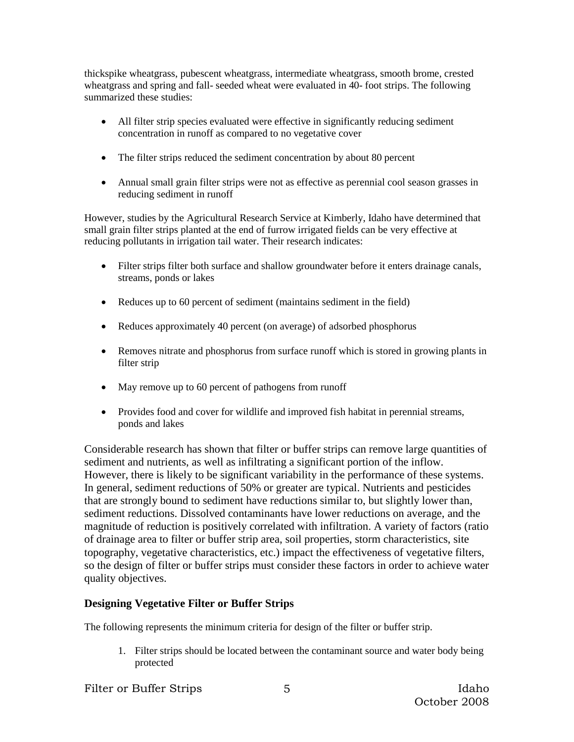thickspike wheatgrass, pubescent wheatgrass, intermediate wheatgrass, smooth brome, crested wheatgrass and spring and fall- seeded wheat were evaluated in 40- foot strips. The following summarized these studies:

- All filter strip species evaluated were effective in significantly reducing sediment concentration in runoff as compared to no vegetative cover
- The filter strips reduced the sediment concentration by about 80 percent
- Annual small grain filter strips were not as effective as perennial cool season grasses in reducing sediment in runoff

However, studies by the Agricultural Research Service at Kimberly, Idaho have determined that small grain filter strips planted at the end of furrow irrigated fields can be very effective at reducing pollutants in irrigation tail water. Their research indicates:

- Filter strips filter both surface and shallow groundwater before it enters drainage canals, streams, ponds or lakes
- Reduces up to 60 percent of sediment (maintains sediment in the field)
- Reduces approximately 40 percent (on average) of adsorbed phosphorus
- Removes nitrate and phosphorus from surface runoff which is stored in growing plants in filter strip
- May remove up to 60 percent of pathogens from runoff
- Provides food and cover for wildlife and improved fish habitat in perennial streams, ponds and lakes

Considerable research has shown that filter or buffer strips can remove large quantities of sediment and nutrients, as well as infiltrating a significant portion of the inflow. However, there is likely to be significant variability in the performance of these systems. In general, sediment reductions of 50% or greater are typical. Nutrients and pesticides that are strongly bound to sediment have reductions similar to, but slightly lower than, sediment reductions. Dissolved contaminants have lower reductions on average, and the magnitude of reduction is positively correlated with infiltration. A variety of factors (ratio of drainage area to filter or buffer strip area, soil properties, storm characteristics, site topography, vegetative characteristics, etc.) impact the effectiveness of vegetative filters, so the design of filter or buffer strips must consider these factors in order to achieve water quality objectives.

### Designing Vegetative Filter or Buffer Strips

The following represents the minimum criteria for design of the filter or buffer strip.

1. Filter strips should be located between the contaminant source and water body being protected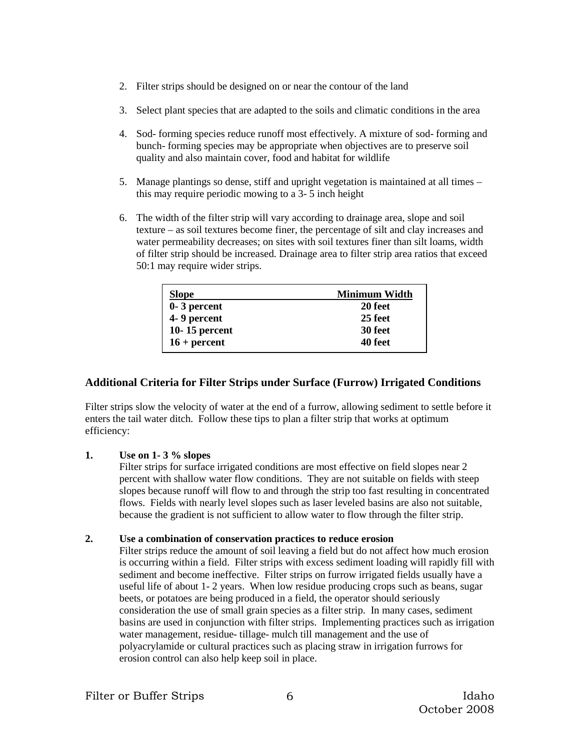2. Filter strips should be designed on or near the contour of the land

3. Select plant species that are adapted to the soils and climatic conditions in the area

4. Sod- forming species reduce runoff most effectively. A mixture of sod- forming and bunch- forming species may be appropriate when objectives are to preserve soil quality and also maintain cover, food and habitat for wildlife

5. Manage plantings so dense, stiff and upright vegetation is maintained at all times – this may require periodic mowing to a 3- 5 inch height

6. The width of the filter strip will vary according to drainage area, slope and soil texture – as soil textures become finer, the percentage of silt and clay increases and water permeability decreases; on sites with soil textures finer than silt loams, width of filter strip should be increased. Drainage area to filter strip area ratios that exceed 50:1 may require wider strips.

| Slope | Minimum Width |
|---|---|
| **0- 3 percent** | **20 feet** |
| **4- 9 percent** | **25 feet** |
| **10- 15 percent** | **30 feet** |
| **16 + percent** | **40 feet** |

## Additional Criteria for Filter Strips under Surface (Furrow) Irrigated Conditions

Filter strips slow the velocity of water at the end of a furrow, allowing sediment to settle before it enters the tail water ditch. Follow these tips to plan a filter strip that works at optimum efficiency:

**1. Use on 1- 3 % slopes**

Filter strips for surface irrigated conditions are most effective on field slopes near 2 percent with shallow water flow conditions. They are not suitable on fields with steep slopes because runoff will flow to and through the strip too fast resulting in concentrated flows. Fields with nearly level slopes such as laser leveled basins are also not suitable, because the gradient is not sufficient to allow water to flow through the filter strip.

**2. Use a combination of conservation practices to reduce erosion**

Filter strips reduce the amount of soil leaving a field but do not affect how much erosion is occurring within a field. Filter strips with excess sediment loading will rapidly fill with sediment and become ineffective. Filter strips on furrow irrigated fields usually have a useful life of about 1- 2 years. When low residue producing crops such as beans, sugar beets, or potatoes are being produced in a field, the operator should seriously consideration the use of small grain species as a filter strip. In many cases, sediment basins are used in conjunction with filter strips. Implementing practices such as irrigation water management, residue- tillage- mulch till management and the use of polyacrylamide or cultural practices such as placing straw in irrigation furrows for erosion control can also help keep soil in place.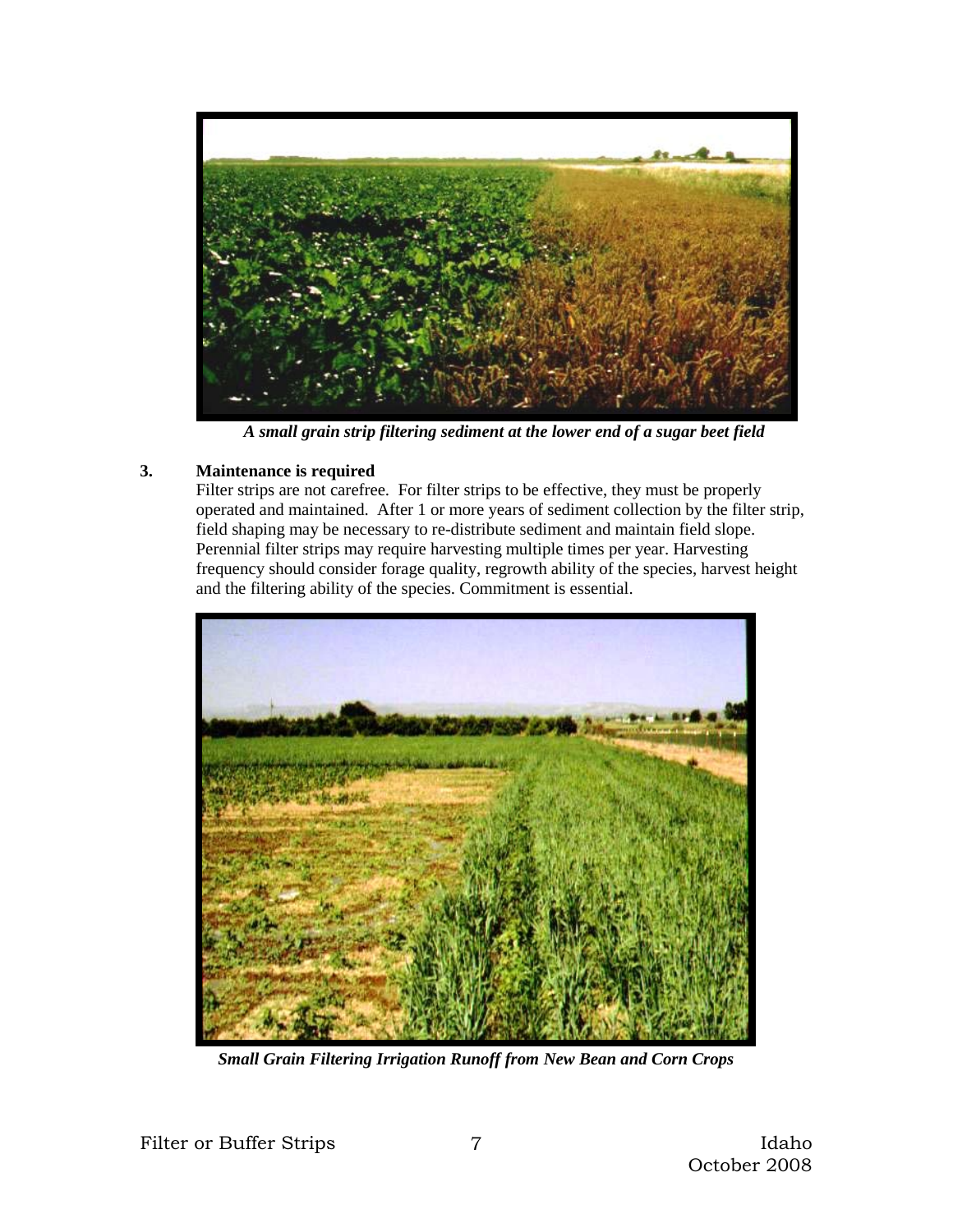*A small grain strip filtering sediment at the lower end of a sugar beet field*

**3. Maintenance is required**

Filter strips are not carefree. For filter strips to be effective, they must be properly operated and maintained. After 1 or more years of sediment collection by the filter strip, field shaping may be necessary to re-distribute sediment and maintain field slope. Perennial filter strips may require harvesting multiple times per year. Harvesting frequency should consider forage quality, regrowth ability of the species, harvest height and the filtering ability of the species. Commitment is essential.

*Small Grain Filtering Irrigation Runoff from New Bean and Corn Crops*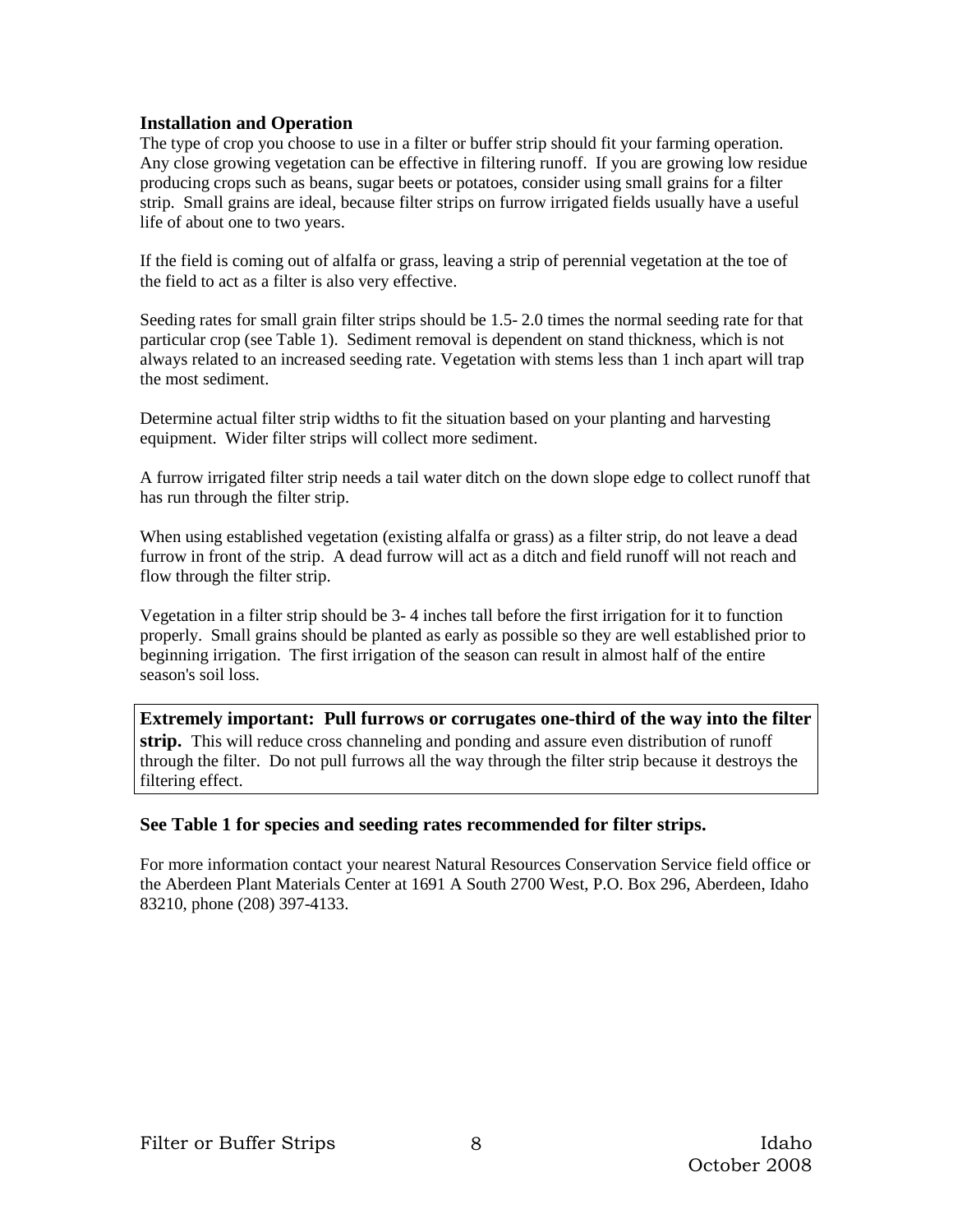## Installation and Operation

The type of crop you choose to use in a filter or buffer strip should fit your farming operation. Any close growing vegetation can be effective in filtering runoff. If you are growing low residue producing crops such as beans, sugar beets or potatoes, consider using small grains for a filter strip. Small grains are ideal, because filter strips on furrow irrigated fields usually have a useful life of about one to two years.

If the field is coming out of alfalfa or grass, leaving a strip of perennial vegetation at the toe of the field to act as a filter is also very effective.

Seeding rates for small grain filter strips should be 1.5- 2.0 times the normal seeding rate for that particular crop (see Table 1). Sediment removal is dependent on stand thickness, which is not always related to an increased seeding rate. Vegetation with stems less than 1 inch apart will trap the most sediment.

Determine actual filter strip widths to fit the situation based on your planting and harvesting equipment. Wider filter strips will collect more sediment.

A furrow irrigated filter strip needs a tail water ditch on the down slope edge to collect runoff that has run through the filter strip.

When using established vegetation (existing alfalfa or grass) as a filter strip, do not leave a dead furrow in front of the strip. A dead furrow will act as a ditch and field runoff will not reach and flow through the filter strip.

Vegetation in a filter strip should be 3- 4 inches tall before the first irrigation for it to function properly. Small grains should be planted as early as possible so they are well established prior to beginning irrigation. The first irrigation of the season can result in almost half of the entire season's soil loss.

**Extremely important: Pull furrows or corrugates one-third of the way into the filter strip.** This will reduce cross channeling and ponding and assure even distribution of runoff through the filter. Do not pull furrows all the way through the filter strip because it destroys the filtering effect.

**See Table 1 for species and seeding rates recommended for filter strips.**

For more information contact your nearest Natural Resources Conservation Service field office or the Aberdeen Plant Materials Center at 1691 A South 2700 West, P.O. Box 296, Aberdeen, Idaho 83210, phone (208) 397-4133.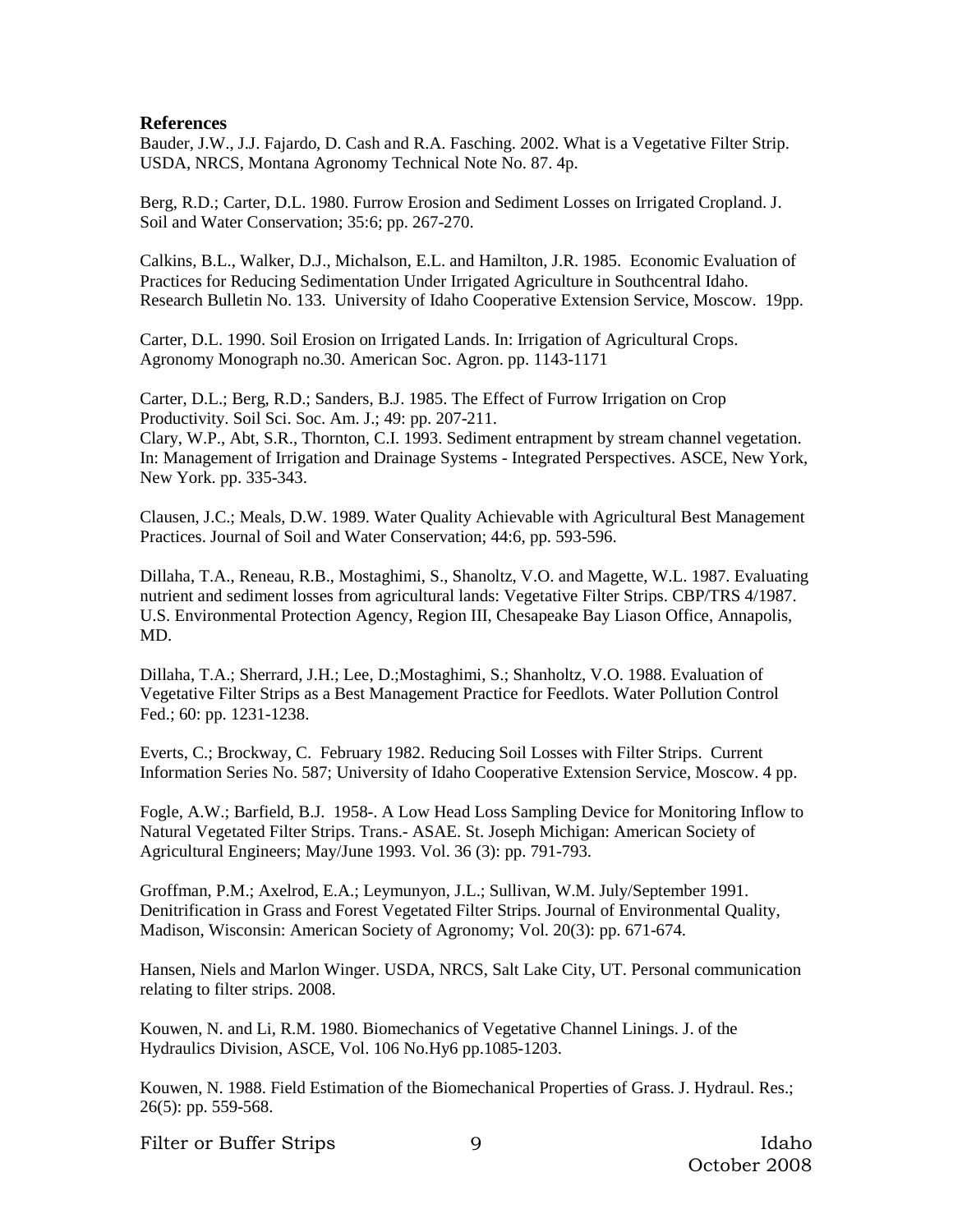**References**

Bauder, J.W., J.J. Fajardo, D. Cash and R.A. Fasching. 2002. What is a Vegetative Filter Strip. USDA, NRCS, Montana Agronomy Technical Note No. 87. 4p.

Berg, R.D.; Carter, D.L. 1980. Furrow Erosion and Sediment Losses on Irrigated Cropland. J. Soil and Water Conservation; 35:6; pp. 267-270.

Calkins, B.L., Walker, D.J., Michalson, E.L. and Hamilton, J.R. 1985. Economic Evaluation of Practices for Reducing Sedimentation Under Irrigated Agriculture in Southcentral Idaho. Research Bulletin No. 133. University of Idaho Cooperative Extension Service, Moscow. 19pp.

Carter, D.L. 1990. Soil Erosion on Irrigated Lands. In: Irrigation of Agricultural Crops. Agronomy Monograph no.30. American Soc. Agron. pp. 1143-1171

Carter, D.L.; Berg, R.D.; Sanders, B.J. 1985. The Effect of Furrow Irrigation on Crop Productivity. Soil Sci. Soc. Am. J.; 49: pp. 207-211.
Clary, W.P., Abt, S.R., Thornton, C.I. 1993. Sediment entrapment by stream channel vegetation. In: Management of Irrigation and Drainage Systems - Integrated Perspectives. ASCE, New York, New York. pp. 335-343.

Clausen, J.C.; Meals, D.W. 1989. Water Quality Achievable with Agricultural Best Management Practices. Journal of Soil and Water Conservation; 44:6, pp. 593-596.

Dillaha, T.A., Reneau, R.B., Mostaghimi, S., Shanoltz, V.O. and Magette, W.L. 1987. Evaluating nutrient and sediment losses from agricultural lands: Vegetative Filter Strips. CBP/TRS 4/1987. U.S. Environmental Protection Agency, Region III, Chesapeake Bay Liason Office, Annapolis, MD.

Dillaha, T.A.; Sherrard, J.H.; Lee, D.;Mostaghimi, S.; Shanholtz, V.O. 1988. Evaluation of Vegetative Filter Strips as a Best Management Practice for Feedlots. Water Pollution Control Fed.; 60: pp. 1231-1238.

Everts, C.; Brockway, C. February 1982. Reducing Soil Losses with Filter Strips. Current Information Series No. 587; University of Idaho Cooperative Extension Service, Moscow. 4 pp.

Fogle, A.W.; Barfield, B.J. 1958-. A Low Head Loss Sampling Device for Monitoring Inflow to Natural Vegetated Filter Strips. Trans.- ASAE. St. Joseph Michigan: American Society of Agricultural Engineers; May/June 1993. Vol. 36 (3): pp. 791-793.

Groffman, P.M.; Axelrod, E.A.; Leymunyon, J.L.; Sullivan, W.M. July/September 1991. Denitrification in Grass and Forest Vegetated Filter Strips. Journal of Environmental Quality, Madison, Wisconsin: American Society of Agronomy; Vol. 20(3): pp. 671-674.

Hansen, Niels and Marlon Winger. USDA, NRCS, Salt Lake City, UT. Personal communication relating to filter strips. 2008.

Kouwen, N. and Li, R.M. 1980. Biomechanics of Vegetative Channel Linings. J. of the Hydraulics Division, ASCE, Vol. 106 No.Hy6 pp.1085-1203.

Kouwen, N. 1988. Field Estimation of the Biomechanical Properties of Grass. J. Hydraul. Res.; 26(5): pp. 559-568.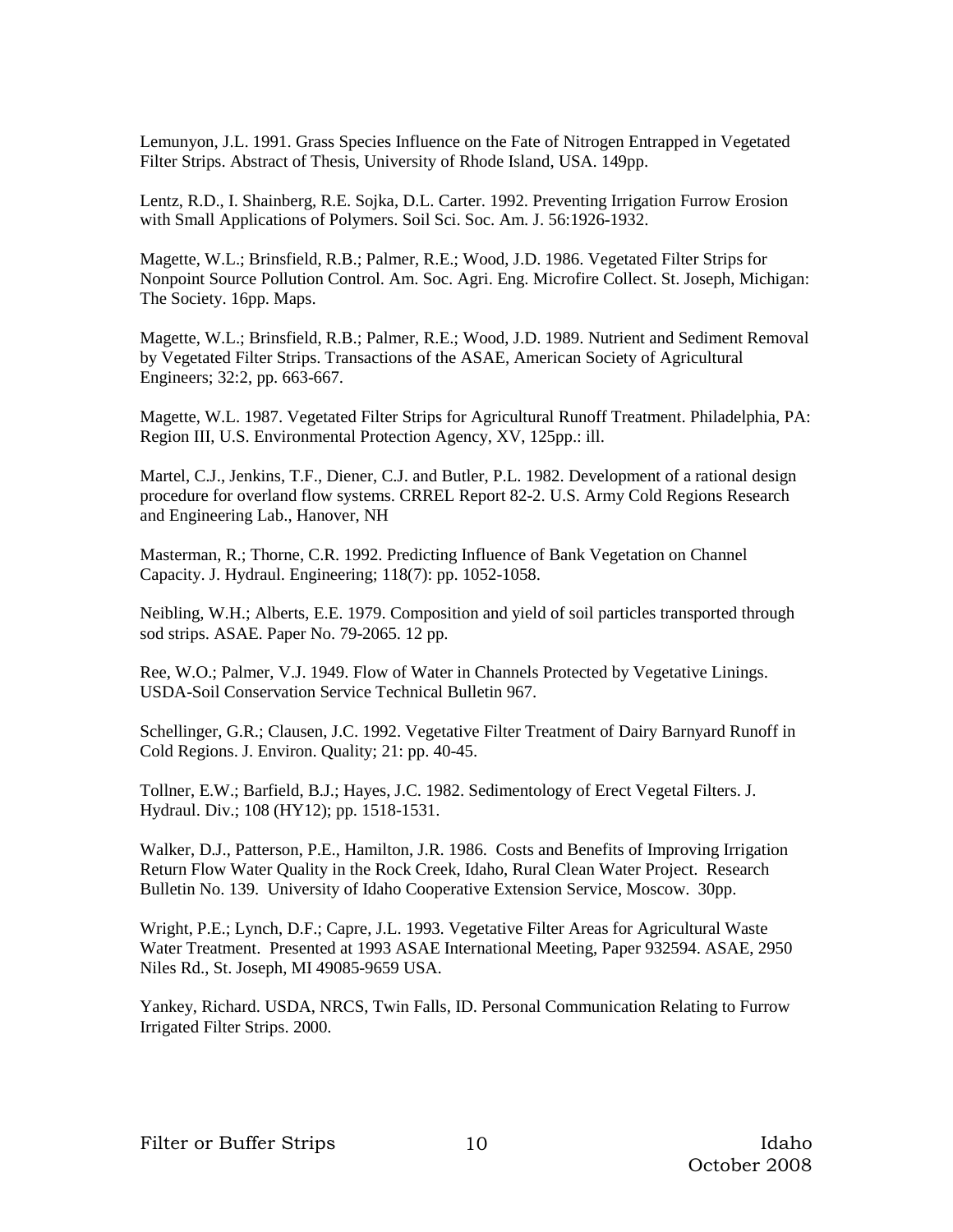Lemunyon, J.L. 1991. Grass Species Influence on the Fate of Nitrogen Entrapped in Vegetated Filter Strips. Abstract of Thesis, University of Rhode Island, USA. 149pp.

Lentz, R.D., I. Shainberg, R.E. Sojka, D.L. Carter. 1992. Preventing Irrigation Furrow Erosion with Small Applications of Polymers. Soil Sci. Soc. Am. J. 56:1926-1932.

Magette, W.L.; Brinsfield, R.B.; Palmer, R.E.; Wood, J.D. 1986. Vegetated Filter Strips for Nonpoint Source Pollution Control. Am. Soc. Agri. Eng. Microfire Collect. St. Joseph, Michigan: The Society. 16pp. Maps.

Magette, W.L.; Brinsfield, R.B.; Palmer, R.E.; Wood, J.D. 1989. Nutrient and Sediment Removal by Vegetated Filter Strips. Transactions of the ASAE, American Society of Agricultural Engineers; 32:2, pp. 663-667.

Magette, W.L. 1987. Vegetated Filter Strips for Agricultural Runoff Treatment. Philadelphia, PA: Region III, U.S. Environmental Protection Agency, XV, 125pp.: ill.

Martel, C.J., Jenkins, T.F., Diener, C.J. and Butler, P.L. 1982. Development of a rational design procedure for overland flow systems. CRREL Report 82-2. U.S. Army Cold Regions Research and Engineering Lab., Hanover, NH

Masterman, R.; Thorne, C.R. 1992. Predicting Influence of Bank Vegetation on Channel Capacity. J. Hydraul. Engineering; 118(7): pp. 1052-1058.

Neibling, W.H.; Alberts, E.E. 1979. Composition and yield of soil particles transported through sod strips. ASAE. Paper No. 79-2065. 12 pp.

Ree, W.O.; Palmer, V.J. 1949. Flow of Water in Channels Protected by Vegetative Linings. USDA-Soil Conservation Service Technical Bulletin 967.

Schellinger, G.R.; Clausen, J.C. 1992. Vegetative Filter Treatment of Dairy Barnyard Runoff in Cold Regions. J. Environ. Quality; 21: pp. 40-45.

Tollner, E.W.; Barfield, B.J.; Hayes, J.C. 1982. Sedimentology of Erect Vegetal Filters. J. Hydraul. Div.; 108 (HY12); pp. 1518-1531.

Walker, D.J., Patterson, P.E., Hamilton, J.R. 1986. Costs and Benefits of Improving Irrigation Return Flow Water Quality in the Rock Creek, Idaho, Rural Clean Water Project. Research Bulletin No. 139. University of Idaho Cooperative Extension Service, Moscow. 30pp.

Wright, P.E.; Lynch, D.F.; Capre, J.L. 1993. Vegetative Filter Areas for Agricultural Waste Water Treatment. Presented at 1993 ASAE International Meeting, Paper 932594. ASAE, 2950 Niles Rd., St. Joseph, MI 49085-9659 USA.

Yankey, Richard. USDA, NRCS, Twin Falls, ID. Personal Communication Relating to Furrow Irrigated Filter Strips. 2000.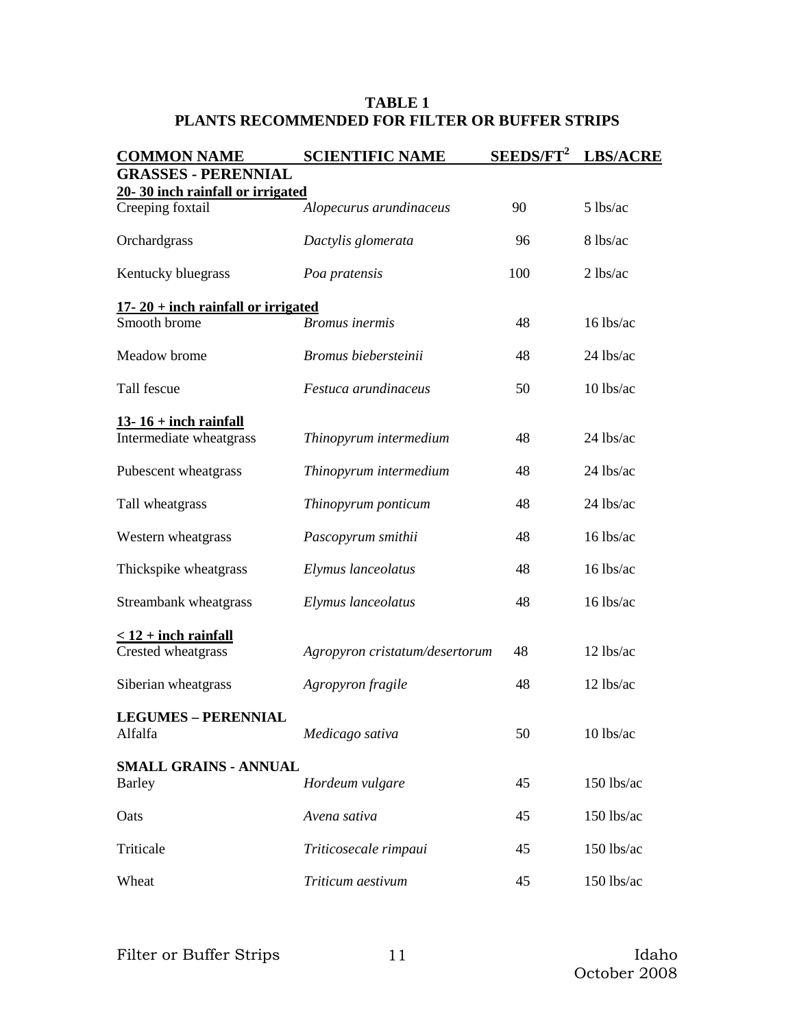**TABLE 1**
**PLANTS RECOMMENDED FOR FILTER OR BUFFER STRIPS**

| COMMON NAME | SCIENTIFIC NAME | SEEDS/FT$^2$ | LBS/ACRE |
|---|---|---|---|
| **GRASSES - PERENNIAL** | | | |
| **20- 30 inch rainfall or irrigated** | | | |
| Creeping foxtail | *Alopecurus arundinaceus* | 90 | 5 lbs/ac |
| Orchardgrass | *Dactylis glomerata* | 96 | 8 lbs/ac |
| Kentucky bluegrass | *Poa pratensis* | 100 | 2 lbs/ac |
| **17- 20 + inch rainfall or irrigated** | | | |
| Smooth brome | *Bromus inermis* | 48 | 16 lbs/ac |
| Meadow brome | *Bromus biebersteinii* | 48 | 24 lbs/ac |
| Tall fescue | *Festuca arundinaceus* | 50 | 10 lbs/ac |
| **13- 16 + inch rainfall** | | | |
| Intermediate wheatgrass | *Thinopyrum intermedium* | 48 | 24 lbs/ac |
| Pubescent wheatgrass | *Thinopyrum intermedium* | 48 | 24 lbs/ac |
| Tall wheatgrass | *Thinopyrum ponticum* | 48 | 24 lbs/ac |
| Western wheatgrass | *Pascopyrum smithii* | 48 | 16 lbs/ac |
| Thickspike wheatgrass | *Elymus lanceolatus* | 48 | 16 lbs/ac |
| Streambank wheatgrass | *Elymus lanceolatus* | 48 | 16 lbs/ac |
| **< 12 + inch rainfall** | | | |
| Crested wheatgrass | *Agropyron cristatum/desertorum* | 48 | 12 lbs/ac |
| Siberian wheatgrass | *Agropyron fragile* | 48 | 12 lbs/ac |
| **LEGUMES – PERENNIAL** | | | |
| Alfalfa | *Medicago sativa* | 50 | 10 lbs/ac |
| **SMALL GRAINS - ANNUAL** | | | |
| Barley | *Hordeum vulgare* | 45 | 150 lbs/ac |
| Oats | *Avena sativa* | 45 | 150 lbs/ac |
| Triticale | *Triticosecale rimpaui* | 45 | 150 lbs/ac |
| Wheat | *Triticum aestivum* | 45 | 150 lbs/ac |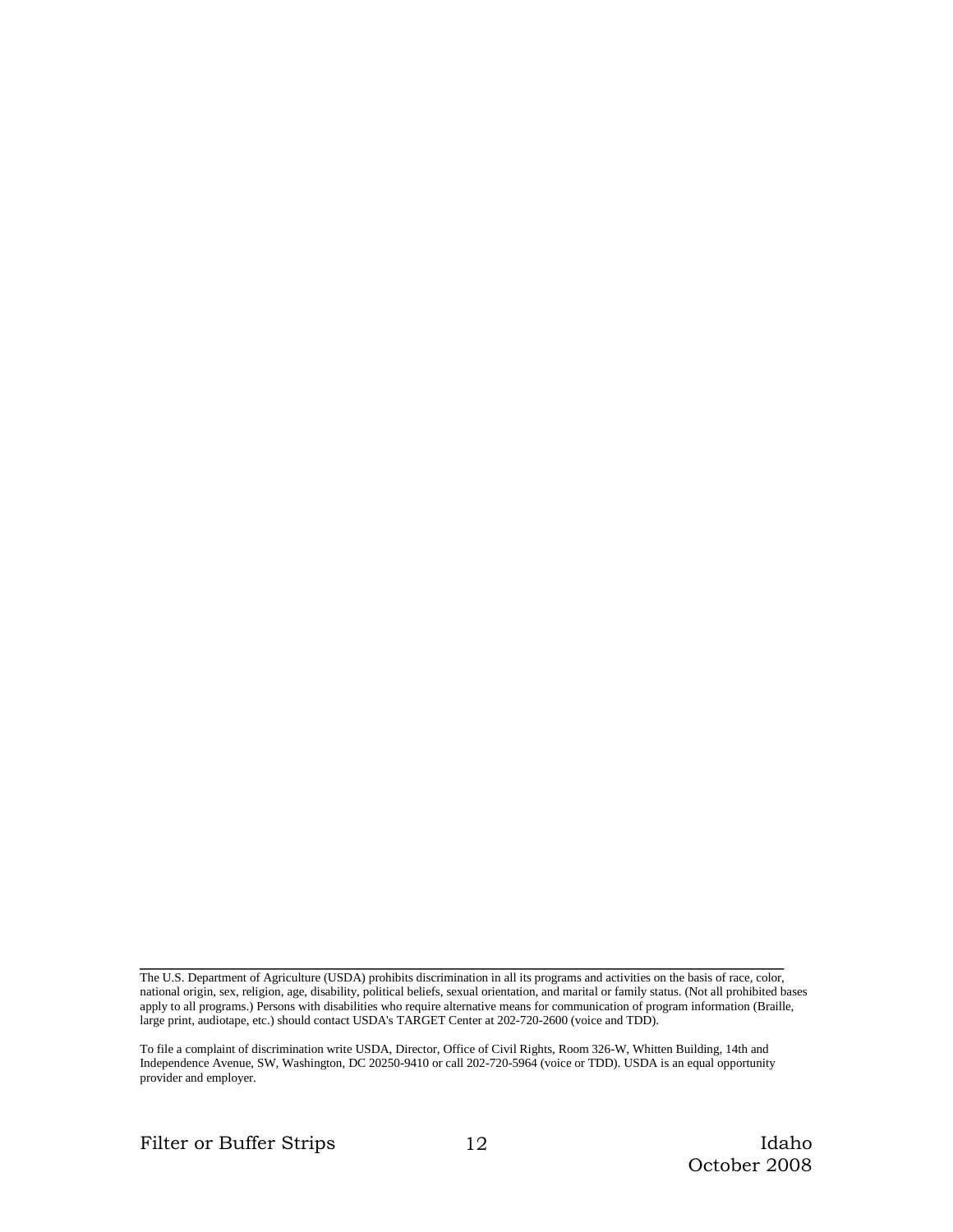The U.S. Department of Agriculture (USDA) prohibits discrimination in all its programs and activities on the basis of race, color, national origin, sex, religion, age, disability, political beliefs, sexual orientation, and marital or family status. (Not all prohibited bases apply to all programs.) Persons with disabilities who require alternative means for communication of program information (Braille, large print, audiotape, etc.) should contact USDA's TARGET Center at 202-720-2600 (voice and TDD).

To file a complaint of discrimination write USDA, Director, Office of Civil Rights, Room 326-W, Whitten Building, 14th and Independence Avenue, SW, Washington, DC 20250-9410 or call 202-720-5964 (voice or TDD). USDA is an equal opportunity provider and employer.